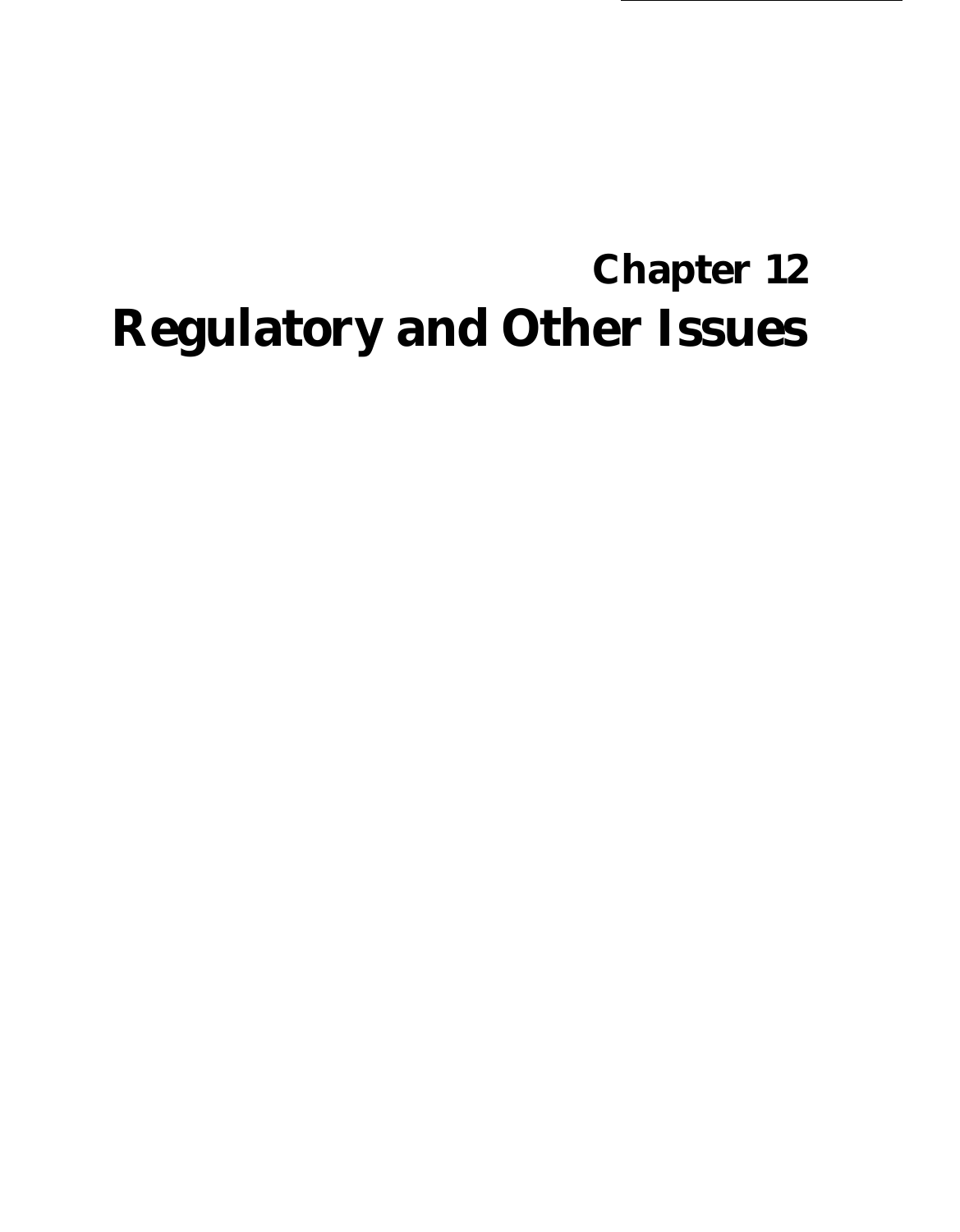# Chapter 12
# Regulatory and Other Issues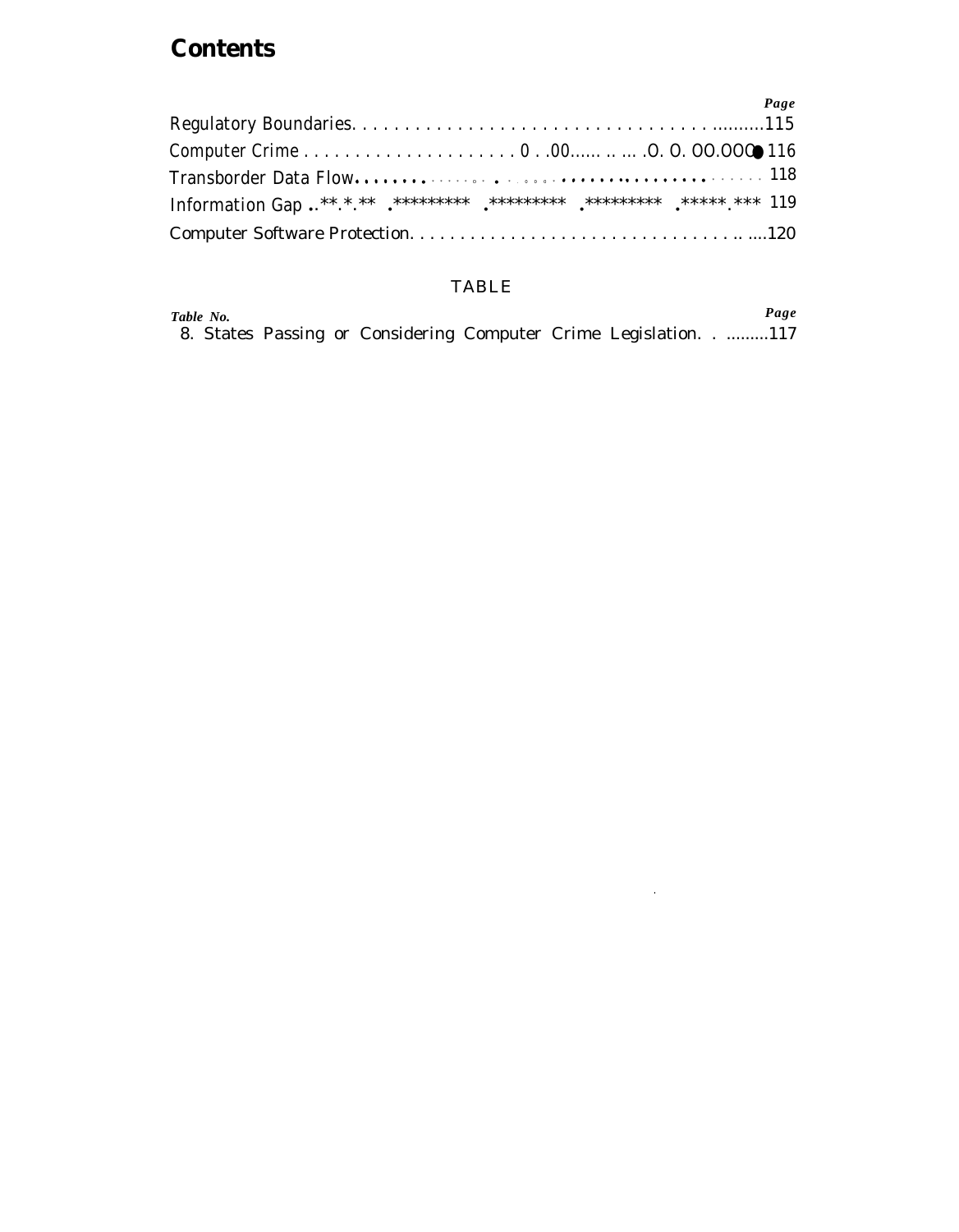# Contents

| | Page |
|---|---|
| Regulatory Boundaries | 115 |
| Computer Crime | 116 |
| Transborder Data Flow | 118 |
| Information Gap | 119 |
| Computer Software Protection | 120 |

## TABLE

| Table No. | Page |
|---|---|
| 8. States Passing or Considering Computer Crime Legislation | 117 |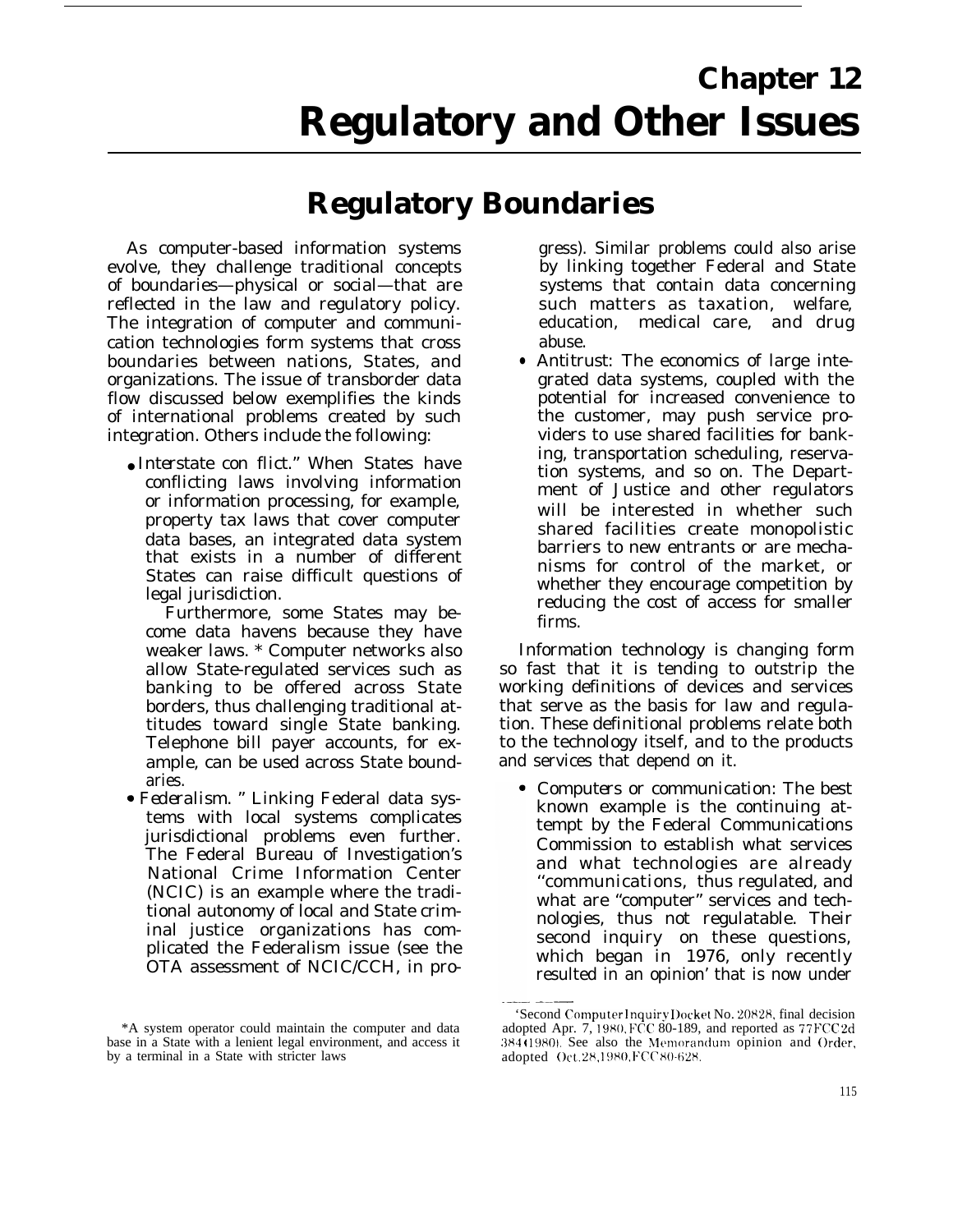# Chapter 12
# Regulatory and Other Issues

## Regulatory Boundaries

As computer-based information systems evolve, they challenge traditional concepts of boundaries—physical or social—that are reflected in the law and regulatory policy. The integration of computer and communication technologies form systems that cross boundaries between nations, States, and organizations. The issue of transborder data flow discussed below exemplifies the kinds of international problems created by such integration. Others include the following:

- *Interstate con flict."* When States have conflicting laws involving information or information processing, for example, property tax laws that cover computer data bases, an integrated data system that exists in a number of different States can raise difficult questions of legal jurisdiction.

  Furthermore, some States may become data havens because they have weaker laws. * Computer networks also allow State-regulated services such as banking to be offered across State borders, thus challenging traditional attitudes toward single State banking. Telephone bill payer accounts, for example, can be used across State boundaries.

- *Federalism. "* Linking Federal data systems with local systems complicates jurisdictional problems even further. The Federal Bureau of Investigation's National Crime Information Center (NCIC) is an example where the traditional autonomy of local and State criminal justice organizations has complicated the Federalism issue (see the OTA assessment of NCIC/CCH, in progress). Similar problems could also arise by linking together Federal and State systems that contain data concerning such matters as taxation, welfare, education, medical care, and drug abuse.

- Antitrust: The economics of large integrated data systems, coupled with the potential for increased convenience to the customer, may push service providers to use shared facilities for banking, transportation scheduling, reservation systems, and so on. The Department of Justice and other regulators will be interested in whether such shared facilities create monopolistic barriers to new entrants or are mechanisms for control of the market, or whether they encourage competition by reducing the cost of access for smaller firms.

Information technology is changing form so fast that it is tending to outstrip the working definitions of devices and services that serve as the basis for law and regulation. These definitional problems relate both to the technology itself, and to the products and services that depend on it.

- *Computers or communication:* The best known example is the continuing attempt by the Federal Communications Commission to establish what services and what technologies are already "communications, thus regulated, and what are "computer" services and technologies, thus not regulatable. Their second inquiry on these questions, which began in 1976, only recently resulted in an opinion[1] that is now under

---

*A system operator could maintain the computer and data base in a State with a lenient legal environment, and access it by a terminal in a State with stricter laws

[1]Second Computer Inquiry Docket No. 20828, final decision adopted Apr. 7, 1980, FCC 80-189, and reported as 77FCC2d 384(1980). See also the Memorandum opinion and Order, adopted Oct.28,1980, FCC 80-628.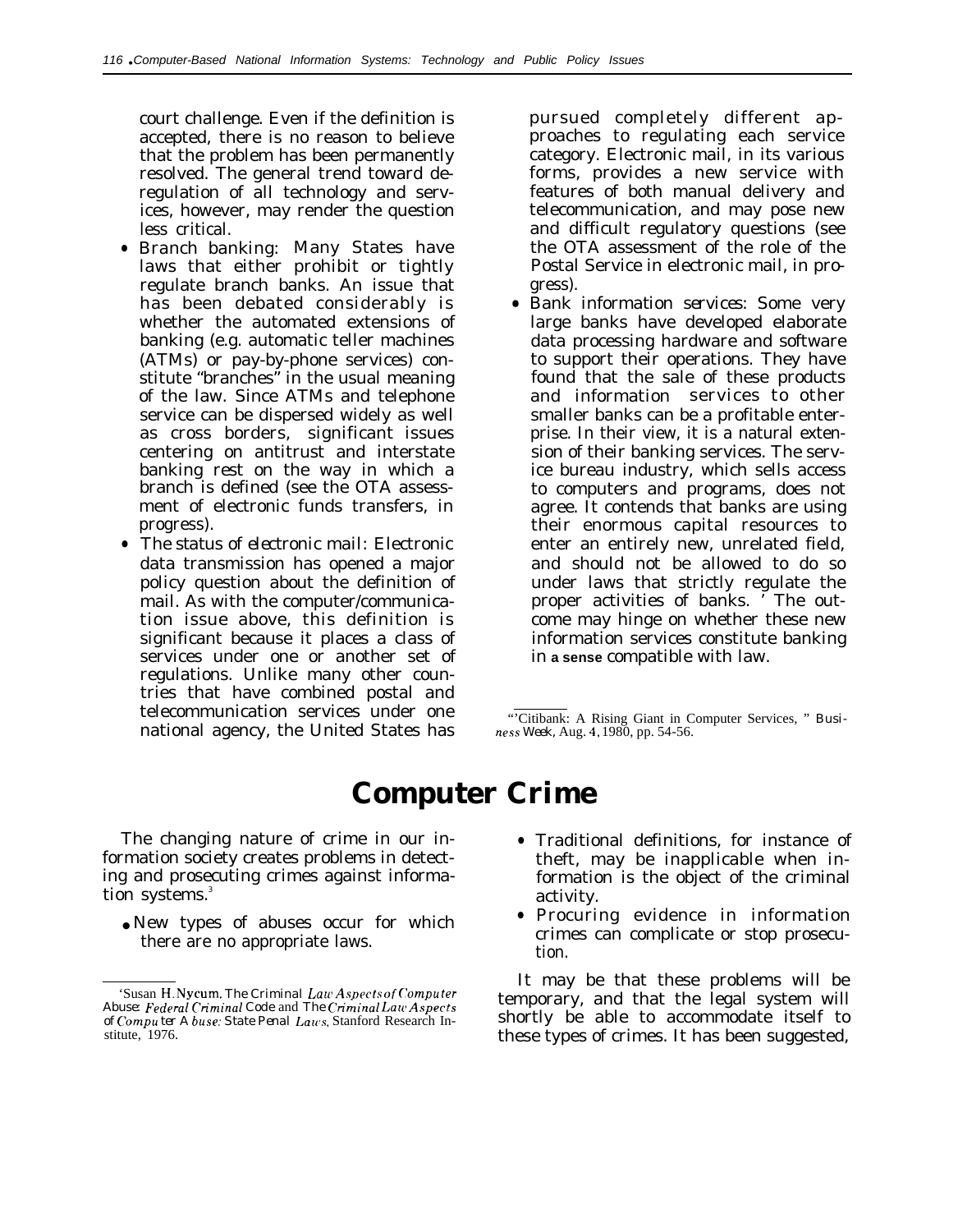court challenge. Even if the definition is accepted, there is no reason to believe that the problem has been permanently resolved. The general trend toward deregulation of all technology and services, however, may render the question less critical.

- *Branch banking:* Many States have laws that either prohibit or tightly regulate branch banks. An issue that has been debated considerably is whether the automated extensions of banking (e.g. automatic teller machines (ATMs) or pay-by-phone services) constitute "branches" in the usual meaning of the law. Since ATMs and telephone service can be dispersed widely as well as cross borders, significant issues centering on antitrust and interstate banking rest on the way in which a branch is defined (see the OTA assessment of electronic funds transfers, in progress).
- *The status of electronic mail:* Electronic data transmission has opened a major policy question about the definition of mail. As with the computer/communication issue above, this definition is significant because it places a class of services under one or another set of regulations. Unlike many other countries that have combined postal and telecommunication services under one national agency, the United States has pursued completely different approaches to regulating each service category. Electronic mail, in its various forms, provides a new service with features of both manual delivery and telecommunication, and may pose new and difficult regulatory questions (see the OTA assessment of the role of the Postal Service in electronic mail, in progress).
- *Bank information services:* Some very large banks have developed elaborate data processing hardware and software to support their operations. They have found that the sale of these products and information services to other smaller banks can be a profitable enterprise. In their view, it is a natural extension of their banking services. The service bureau industry, which sells access to computers and programs, does not agree. It contends that banks are using their enormous capital resources to enter an entirely new, unrelated field, and should not be allowed to do so under laws that strictly regulate the proper activities of banks.[2] The outcome may hinge on whether these new information services constitute banking in a sense compatible with law.

[2] "Citibank: A Rising Giant in Computer Services," *Business Week*, Aug. 4, 1980, pp. 54-56.

# Computer Crime

The changing nature of crime in our information society creates problems in detecting and prosecuting crimes against information systems.[3]

- New types of abuses occur for which there are no appropriate laws.
- Traditional definitions, for instance of theft, may be inapplicable when information is the object of the criminal activity.
- Procuring evidence in information crimes can complicate or stop prosecution.

It may be that these problems will be temporary, and that the legal system will shortly be able to accommodate itself to these types of crimes. It has been suggested,

[3] Susan H. Nycum, *The Criminal Law Aspects of Computer Abuse: Federal Criminal Code* and *The Criminal Law Aspects of Computer Abuse: State Penal Laws*, Stanford Research Institute, 1976.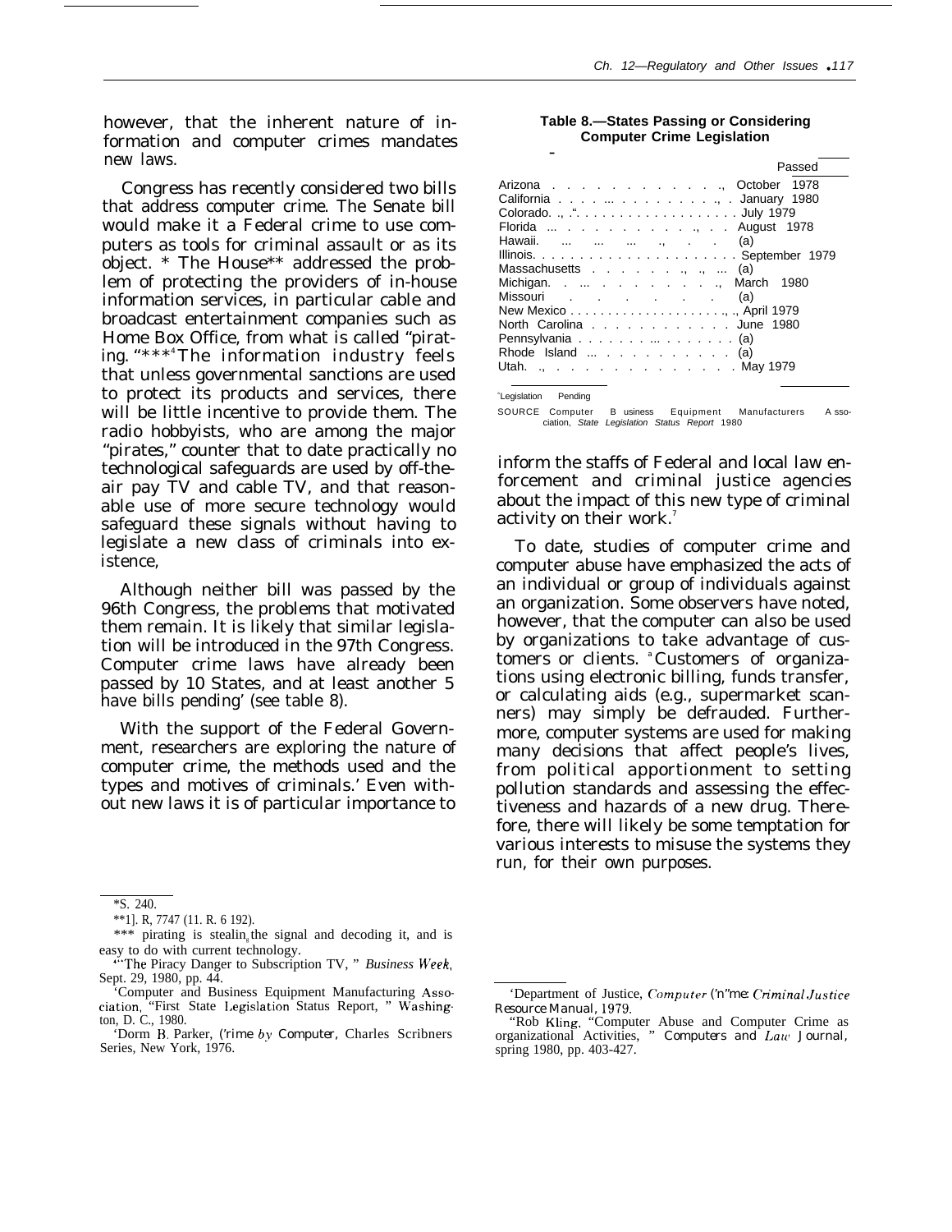however, that the inherent nature of information and computer crimes mandates new laws.

Congress has recently considered two bills that address computer crime. The Senate bill would make it a Federal crime to use computers as tools for criminal assault or as its object. * The House** addressed the problem of protecting the providers of in-house information services, in particular cable and broadcast entertainment companies such as Home Box Office, from what is called "pirating." *** [4] The information industry feels that unless governmental sanctions are used to protect its products and services, there will be little incentive to provide them. The radio hobbyists, who are among the major "pirates," counter that to date practically no technological safeguards are used by off-the-air pay TV and cable TV, and that reasonable use of more secure technology would safeguard these signals without having to legislate a new class of criminals into existence,

Although neither bill was passed by the 96th Congress, the problems that motivated them remain. It is likely that similar legislation will be introduced in the 97th Congress. Computer crime laws have already been passed by 10 States, and at least another 5 have bills pending[5] (see table 8).

With the support of the Federal Government, researchers are exploring the nature of computer crime, the methods used and the types and motives of criminals.[6] Even without new laws it is of particular importance to inform the staffs of Federal and local law enforcement and criminal justice agencies about the impact of this new type of criminal activity on their work.[7]

**Table 8.—States Passing or Considering Computer Crime Legislation**

| | Passed |
|---|---|
| Arizona | October 1978 |
| California | January 1980 |
| Colorado | July 1979 |
| Florida | August 1978 |
| Hawaii | (a) |
| Illinois | September 1979 |
| Massachusetts | (a) |
| Michigan | March 1980 |
| Missouri | (a) |
| New Mexico | April 1979 |
| North Carolina | June 1980 |
| Pennsylvania | (a) |
| Rhode Island | (a) |
| Utah | May 1979 |

[a] Legislation Pending

SOURCE Computer Business Equipment Manufacturers Association, *State Legislation Status Report* 1980

To date, studies of computer crime and computer abuse have emphasized the acts of an individual or group of individuals against an organization. Some observers have noted, however, that the computer can also be used by organizations to take advantage of customers or clients.[8] Customers of organizations using electronic billing, funds transfer, or calculating aids (e.g., supermarket scanners) may simply be defrauded. Furthermore, computer systems are used for making many decisions that affect people's lives, from political apportionment to setting pollution standards and assessing the effectiveness and hazards of a new drug. Therefore, there will likely be some temptation for various interests to misuse the systems they run, for their own purposes.

*S. 240.

**H. R. 7747 (H. R. 6 192).

*** pirating is stealing the signal and decoding it, and is easy to do with current technology.

[4] "The Piracy Danger to Subscription TV," *Business Week*, Sept. 29, 1980, pp. 44.

[5] Computer and Business Equipment Manufacturing Association, "First State Legislation Status Report," Washington, D. C., 1980.

[6] Donn B. Parker, *Crime by Computer*, Charles Scribners Series, New York, 1976.

[7] Department of Justice, *Computer Crime: Criminal Justice Resource Manual*, 1979.

[8] Rob Kling, "Computer Abuse and Computer Crime as organizational Activities," *Computers and Law Journal*, spring 1980, pp. 403-427.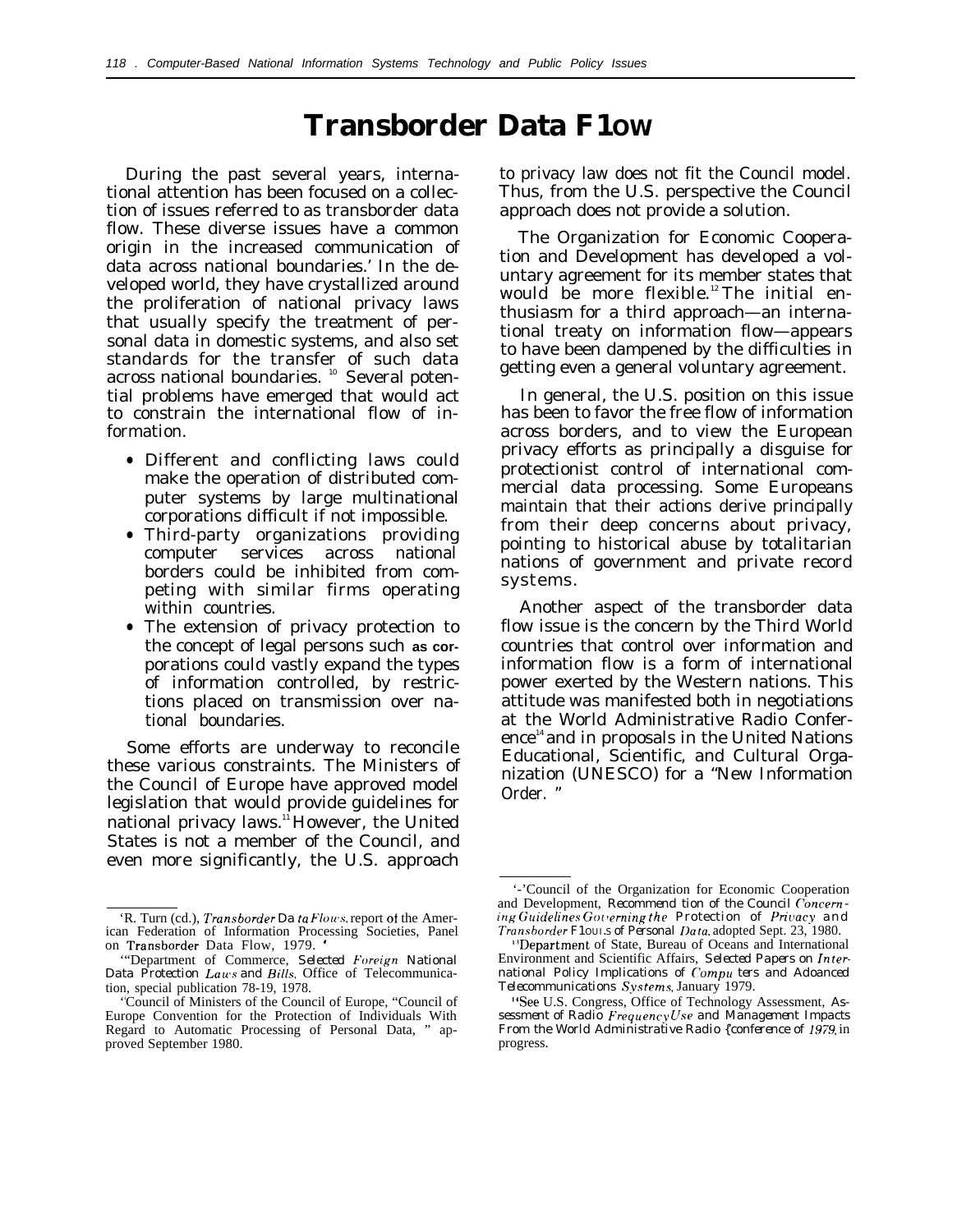# Transborder Data Flow

During the past several years, international attention has been focused on a collection of issues referred to as transborder data flow. These diverse issues have a common origin in the increased communication of data across national boundaries.[9] In the developed world, they have crystallized around the proliferation of national privacy laws that usually specify the treatment of personal data in domestic systems, and also set standards for the transfer of such data across national boundaries.[10] Several potential problems have emerged that would act to constrain the international flow of information.

- Different and conflicting laws could make the operation of distributed computer systems by large multinational corporations difficult if not impossible.
- Third-party organizations providing computer services across national borders could be inhibited from competing with similar firms operating within countries.
- The extension of privacy protection to the concept of legal persons such as corporations could vastly expand the types of information controlled, by restrictions placed on transmission over national boundaries.

Some efforts are underway to reconcile these various constraints. The Ministers of the Council of Europe have approved model legislation that would provide guidelines for national privacy laws.[11] However, the United States is not a member of the Council, and even more significantly, the U.S. approach to privacy law does not fit the Council model. Thus, from the U.S. perspective the Council approach does not provide a solution.

The Organization for Economic Cooperation and Development has developed a voluntary agreement for its member states that would be more flexible.[12] The initial enthusiasm for a third approach—an international treaty on information flow—appears to have been dampened by the difficulties in getting even a general voluntary agreement.

In general, the U.S. position on this issue has been to favor the free flow of information across borders, and to view the European privacy efforts as principally a disguise for protectionist control of international commercial data processing. Some Europeans maintain that their actions derive principally from their deep concerns about privacy, pointing to historical abuse by totalitarian nations of government and private record systems.

Another aspect of the transborder data flow issue is the concern by the Third World countries that control over information and information flow is a form of international power exerted by the Western nations. This attitude was manifested both in negotiations at the World Administrative Radio Conference[14] and in proposals in the United Nations Educational, Scientific, and Cultural Organization (UNESCO) for a "New Information Order."

---

[9] R. Turn (ed.), *Transborder Data Flows*, report of the American Federation of Information Processing Societies, Panel on Transborder Data Flow, 1979.

[10] Department of Commerce, *Selected Foreign National Data Protection Laws and Bills*, Office of Telecommunication, special publication 78-19, 1978.

[11] Council of Ministers of the Council of Europe, "Council of Europe Convention for the Protection of Individuals With Regard to Automatic Processing of Personal Data," approved September 1980.

[12] Council of the Organization for Economic Cooperation and Development, *Recommendation of the Council Concerning Guidelines Governing the Protection of Privacy and Transborder Flows of Personal Data*, adopted Sept. 23, 1980.

[13] Department of State, Bureau of Oceans and International Environment and Scientific Affairs, *Selected Papers on International Policy Implications of Computers and Advanced Telecommunications Systems*, January 1979.

[14] See U.S. Congress, Office of Technology Assessment, *Assessment of Radio Frequency Use and Management Impacts From the World Administrative Radio Conference of 1979*, in progress.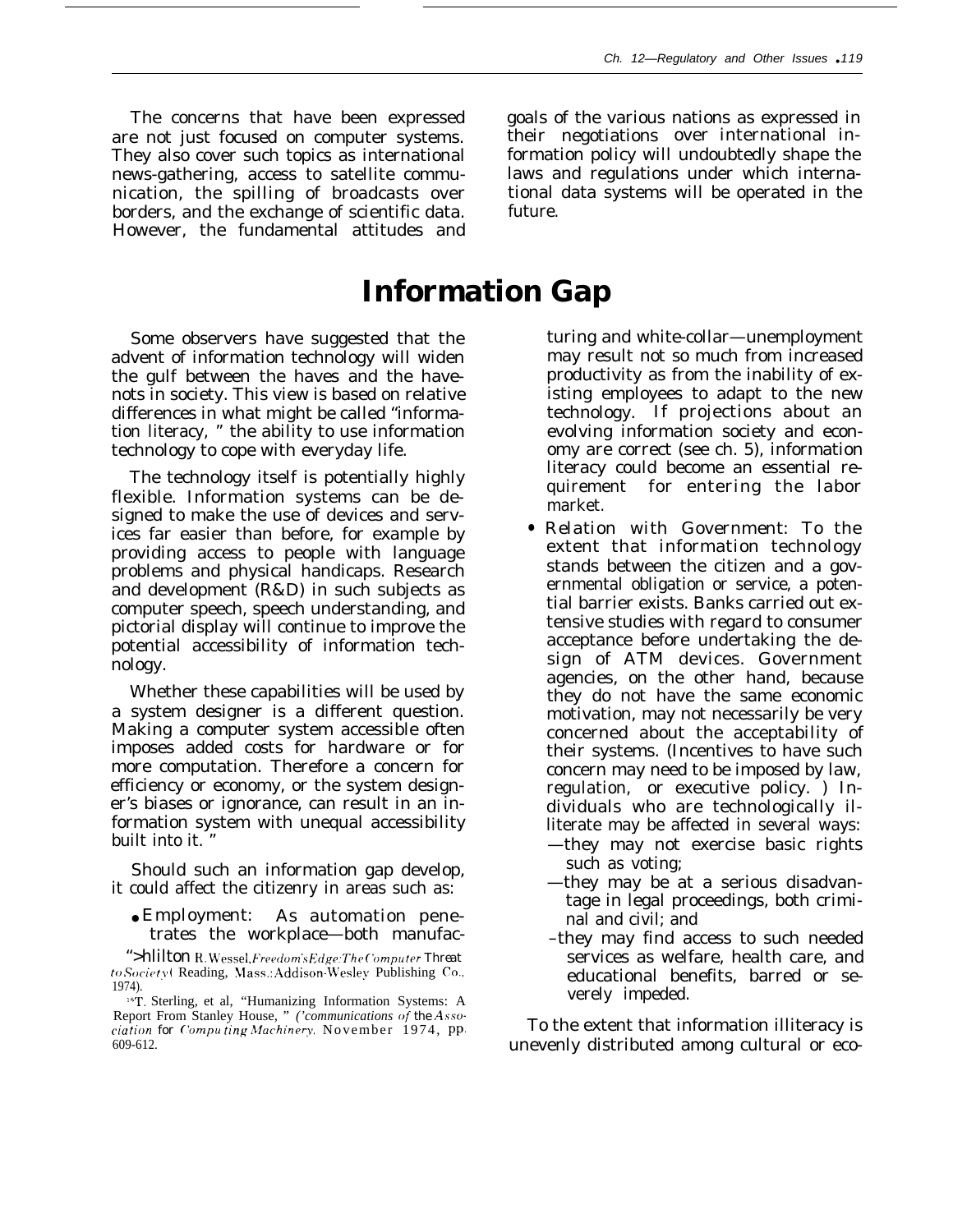The concerns that have been expressed are not just focused on computer systems. They also cover such topics as international news-gathering, access to satellite communication, the spilling of broadcasts over borders, and the exchange of scientific data. However, the fundamental attitudes and goals of the various nations as expressed in their negotiations over international information policy will undoubtedly shape the laws and regulations under which international data systems will be operated in the future.

# Information Gap

Some observers have suggested that the advent of information technology will widen the gulf between the haves and the have-nots in society. This view is based on relative differences in what might be called "information literacy," the ability to use information technology to cope with everyday life.

The technology itself is potentially highly flexible. Information systems can be designed to make the use of devices and services far easier than before, for example by providing access to people with language problems and physical handicaps. Research and development (R&D) in such subjects as computer speech, speech understanding, and pictorial display will continue to improve the potential accessibility of information technology.

Whether these capabilities will be used by a system designer is a different question. Making a computer system accessible often imposes added costs for hardware or for more computation. Therefore a concern for efficiency or economy, or the system designer's biases or ignorance, can result in an information system with unequal accessibility built into it."

Should such an information gap develop, it could affect the citizenry in areas such as:

- Employment: As automation penetrates the workplace—both manufacturing and white-collar—unemployment may result not so much from increased productivity as from the inability of existing employees to adapt to the new technology. If projections about an evolving information society and economy are correct (see ch. 5), information literacy could become an essential requirement for entering the labor market.
- Relation with Government: To the extent that information technology stands between the citizen and a governmental obligation or service, a potential barrier exists. Banks carried out extensive studies with regard to consumer acceptance before undertaking the design of ATM devices. Government agencies, on the other hand, because they do not have the same economic motivation, may not necessarily be very concerned about the acceptability of their systems. (Incentives to have such concern may need to be imposed by law, regulation, or executive policy.) Individuals who are technologically illiterate may be affected in several ways:
  - they may not exercise basic rights such as voting;
  - they may be at a serious disadvantage in legal proceedings, both criminal and civil; and
  - they may find access to such needed services as welfare, health care, and educational benefits, barred or severely impeded.

To the extent that information illiteracy is unevenly distributed among cultural or eco-

"Milton R. Wessel, *Freedom's Edge: The Computer Threat to Society* (Reading, Mass.: Addison-Wesley Publishing Co., 1974).

[18]T. Sterling, et al, "Humanizing Information Systems: A Report From Stanley House," *Communications of the Association for Computing Machinery*, November 1974, pp. 609-612.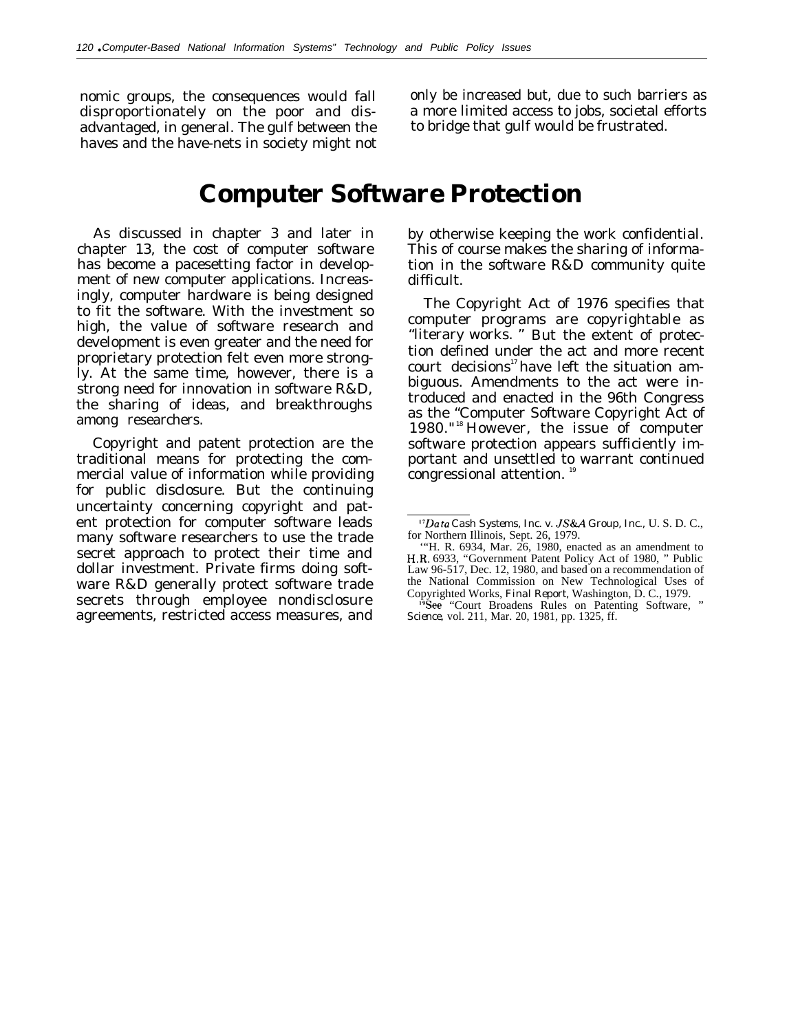nomic groups, the consequences would fall disproportionately on the poor and disadvantaged, in general. The gulf between the haves and the have-nets in society might not only be increased but, due to such barriers as a more limited access to jobs, societal efforts to bridge that gulf would be frustrated.

# Computer Software Protection

As discussed in chapter 3 and later in chapter 13, the cost of computer software has become a pacesetting factor in development of new computer applications. Increasingly, computer hardware is being designed to fit the software. With the investment so high, the value of software research and development is even greater and the need for proprietary protection felt even more strongly. At the same time, however, there is a strong need for innovation in software R&D, the sharing of ideas, and breakthroughs among researchers.

Copyright and patent protection are the traditional means for protecting the commercial value of information while providing for public disclosure. But the continuing uncertainty concerning copyright and patent protection for computer software leads many software researchers to use the trade secret approach to protect their time and dollar investment. Private firms doing software R&D generally protect software trade secrets through employee nondisclosure agreements, restricted access measures, and by otherwise keeping the work confidential. This of course makes the sharing of information in the software R&D community quite difficult.

The Copyright Act of 1976 specifies that computer programs are copyrightable as "literary works. " But the extent of protection defined under the act and more recent court decisions[17] have left the situation ambiguous. Amendments to the act were introduced and enacted in the 96th Congress as the "Computer Software Copyright Act of 1980."[18] However, the issue of computer software protection appears sufficiently important and unsettled to warrant continued congressional attention.[19]

---

[17] *Data Cash Systems, Inc. v. JS&A Group, Inc.*, U. S. D. C., for Northern Illinois, Sept. 26, 1979.

[18] H. R. 6934, Mar. 26, 1980, enacted as an amendment to H.R. 6933, "Government Patent Policy Act of 1980, " Public Law 96-517, Dec. 12, 1980, and based on a recommendation of the National Commission on New Technological Uses of Copyrighted Works, *Final Report*, Washington, D. C., 1979.

[19] See "Court Broadens Rules on Patenting Software, " *Science*, vol. 211, Mar. 20, 1981, pp. 1325, ff.